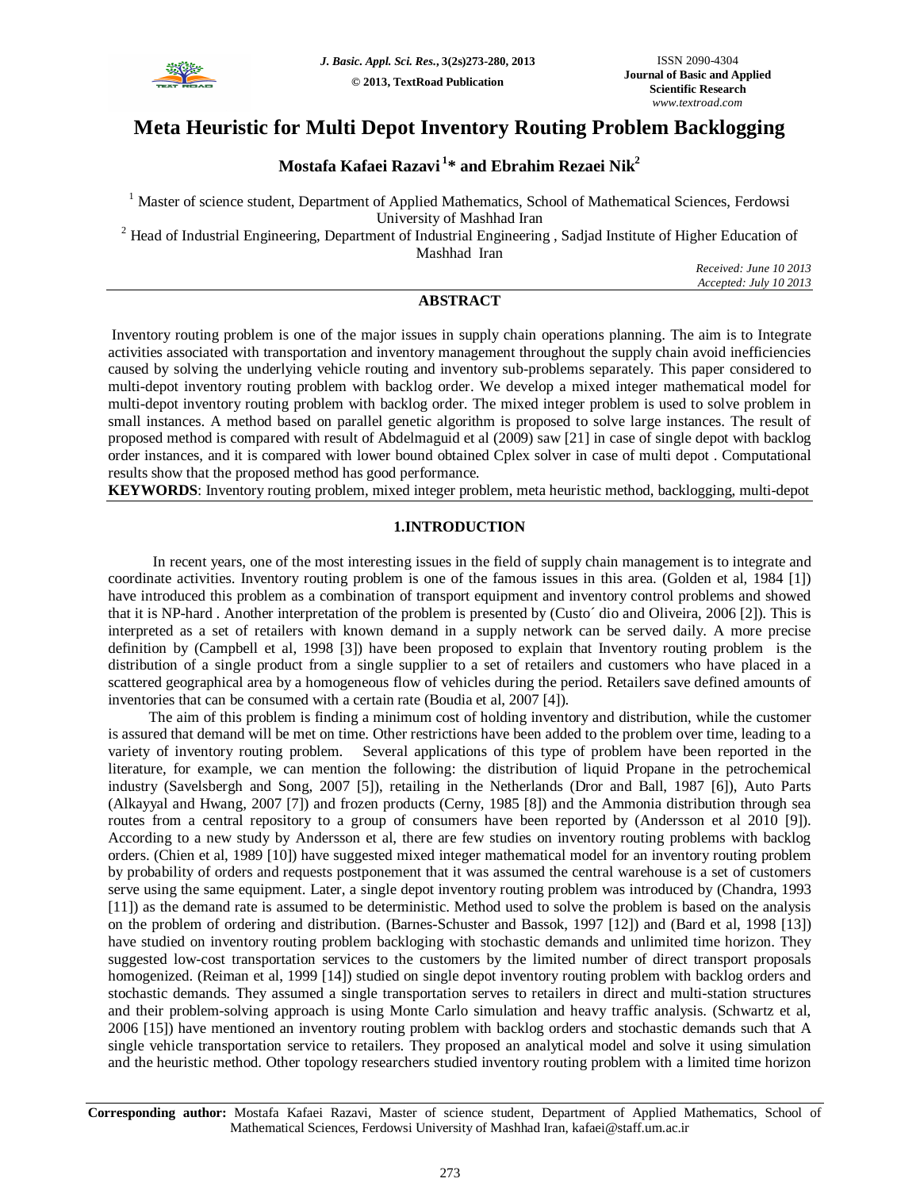# Meta Heuristic for Multi Depot Inventory Routing Problem Backlogging

**Mostafa Kafaei Razavi [1]* and Ebrahim Rezaei Nik [2]**

[1] Master of science student, Department of Applied Mathematics, School of Mathematical Sciences, Ferdowsi University of Mashhad Iran

[2] Head of Industrial Engineering, Department of Industrial Engineering , Sadjad Institute of Higher Education of Mashhad Iran

*Received: June 10 2013*
*Accepted: July 10 2013*

## ABSTRACT

Inventory routing problem is one of the major issues in supply chain operations planning. The aim is to Integrate activities associated with transportation and inventory management throughout the supply chain avoid inefficiencies caused by solving the underlying vehicle routing and inventory sub-problems separately. This paper considered to multi-depot inventory routing problem with backlog order. We develop a mixed integer mathematical model for multi-depot inventory routing problem with backlog order. The mixed integer problem is used to solve problem in small instances. A method based on parallel genetic algorithm is proposed to solve large instances. The result of proposed method is compared with result of Abdelmaguid et al (2009) saw [21] in case of single depot with backlog order instances, and it is compared with lower bound obtained Cplex solver in case of multi depot . Computational results show that the proposed method has good performance.

**KEYWORDS**: Inventory routing problem, mixed integer problem, meta heuristic method, backlogging, multi-depot

## 1.INTRODUCTION

In recent years, one of the most interesting issues in the field of supply chain management is to integrate and coordinate activities. Inventory routing problem is one of the famous issues in this area. (Golden et al, 1984 [1]) have introduced this problem as a combination of transport equipment and inventory control problems and showed that it is NP-hard . Another interpretation of the problem is presented by (Custo´ dio and Oliveira, 2006 [2]). This is interpreted as a set of retailers with known demand in a supply network can be served daily. A more precise definition by (Campbell et al, 1998 [3]) have been proposed to explain that Inventory routing problem is the distribution of a single product from a single supplier to a set of retailers and customers who have placed in a scattered geographical area by a homogeneous flow of vehicles during the period. Retailers save defined amounts of inventories that can be consumed with a certain rate (Boudia et al, 2007 [4]).

The aim of this problem is finding a minimum cost of holding inventory and distribution, while the customer is assured that demand will be met on time. Other restrictions have been added to the problem over time, leading to a variety of inventory routing problem. Several applications of this type of problem have been reported in the literature, for example, we can mention the following: the distribution of liquid Propane in the petrochemical industry (Savelsbergh and Song, 2007 [5]), retailing in the Netherlands (Dror and Ball, 1987 [6]), Auto Parts (Alkayyal and Hwang, 2007 [7]) and frozen products (Cerny, 1985 [8]) and the Ammonia distribution through sea routes from a central repository to a group of consumers have been reported by (Andersson et al 2010 [9]). According to a new study by Andersson et al, there are few studies on inventory routing problems with backlog orders. (Chien et al, 1989 [10]) have suggested mixed integer mathematical model for an inventory routing problem by probability of orders and requests postponement that it was assumed the central warehouse is a set of customers serve using the same equipment. Later, a single depot inventory routing problem was introduced by (Chandra, 1993 [11]) as the demand rate is assumed to be deterministic. Method used to solve the problem is based on the analysis on the problem of ordering and distribution. (Barnes-Schuster and Bassok, 1997 [12]) and (Bard et al, 1998 [13]) have studied on inventory routing problem backloging with stochastic demands and unlimited time horizon. They suggested low-cost transportation services to the customers by the limited number of direct transport proposals homogenized. (Reiman et al, 1999 [14]) studied on single depot inventory routing problem with backlog orders and stochastic demands. They assumed a single transportation serves to retailers in direct and multi-station structures and their problem-solving approach is using Monte Carlo simulation and heavy traffic analysis. (Schwartz et al, 2006 [15]) have mentioned an inventory routing problem with backlog orders and stochastic demands such that A single vehicle transportation service to retailers. They proposed an analytical model and solve it using simulation and the heuristic method. Other topology researchers studied inventory routing problem with a limited time horizon

**Corresponding author:** Mostafa Kafaei Razavi, Master of science student, Department of Applied Mathematics, School of Mathematical Sciences, Ferdowsi University of Mashhad Iran, kafaei@staff.um.ac.ir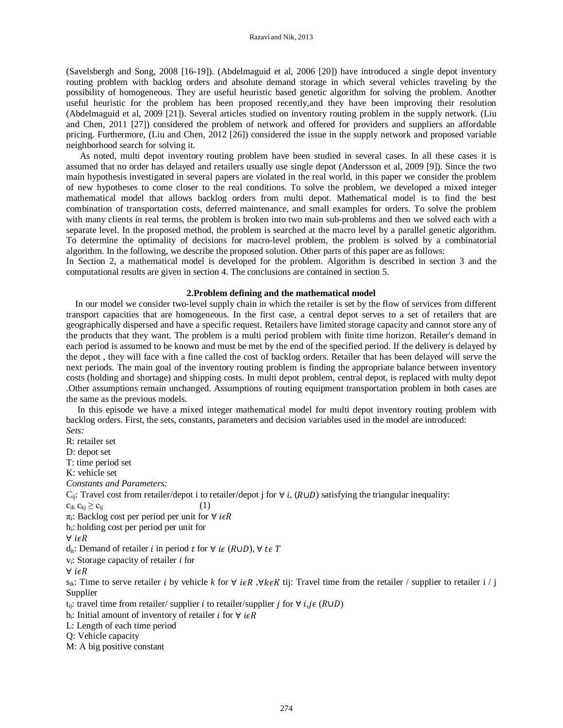(Savelsbergh and Song, 2008 [16-19]). (Abdelmaguid et al, 2006 [20]) have introduced a single depot inventory routing problem with backlog orders and absolute demand storage in which several vehicles traveling by the possibility of homogeneous. They are useful heuristic based genetic algorithm for solving the problem. Another useful heuristic for the problem has been proposed recently,and they have been improving their resolution (Abdelmaguid et al, 2009 [21]). Several articles studied on inventory routing problem in the supply network. (Liu and Chen, 2011 [27]) considered the problem of network and offered for providers and suppliers an affordable pricing. Furthermore, (Liu and Chen, 2012 [26]) considered the issue in the supply network and proposed variable neighborhood search for solving it.

As noted, multi depot inventory routing problem have been studied in several cases. In all these cases it is assumed that no order has delayed and retailers usually use single depot (Andersson et al, 2009 [9]). Since the two main hypothesis investigated in several papers are violated in the real world, in this paper we consider the problem of new hypotheses to come closer to the real conditions. To solve the problem, we developed a mixed integer mathematical model that allows backlog orders from multi depot. Mathematical model is to find the best combination of transportation costs, deferred maintenance, and small examples for orders. To solve the problem with many clients in real terms, the problem is broken into two main sub-problems and then we solved each with a separate level. In the proposed method, the problem is searched at the macro level by a parallel genetic algorithm. To determine the optimality of decisions for macro-level problem, the problem is solved by a combinatorial algorithm. In the following, we describe the proposed solution. Other parts of this paper are as follows:
In Section 2, a mathematical model is developed for the problem. Algorithm is described in section 3 and the computational results are given in section 4. The conclusions are contained in section 5.

## 2.Problem defining and the mathematical model

In our model we consider two-level supply chain in which the retailer is set by the flow of services from different transport capacities that are homogeneous. In the first case, a central depot serves to a set of retailers that are geographically dispersed and have a specific request. Retailers have limited storage capacity and cannot store any of the products that they want. The problem is a multi period problem with finite time horizon. Retailer's demand in each period is assumed to be known and must be met by the end of the specified period. If the delivery is delayed by the depot , they will face with a fine called the cost of backlog orders. Retailer that has been delayed will serve the next periods. The main goal of the inventory routing problem is finding the appropriate balance between inventory costs (holding and shortage) and shipping costs. In multi depot problem, central depot, is replaced with multy depot .Other assumptions remain unchanged. Assumptions of routing equipment transportation problem in both cases are the same as the previous models.

In this episode we have a mixed integer mathematical model for multi depot inventory routing problem with backlog orders. First, the sets, constants, parameters and decision variables used in the model are introduced:

*Sets:*

R: retailer set
D: depot set
T: time period set
K: vehicle set

*Constants and Parameters:*

$C_{ij}$: Travel cost from retailer/depot i to retailer/depot j for $\forall\ i, (R\cup D)$ satisfying the triangular inequality:

$c_{ik}\ c_{kj} \geq c_{ij}$ (1)

$\pi_i$: Backlog cost per period per unit for $\forall\ i\epsilon R$
$h_i$: holding cost per period per unit for
$\forall\ i\epsilon R$
$d_{it}$: Demand of retailer $i$ in period $t$ for $\forall\ i\epsilon\ (R\cup D)$, $\forall\ t\epsilon\ T$
$v_i$: Storage capacity of retailer $i$ for
$\forall\ i\epsilon R$
$s_{ik}$: Time to serve retailer $i$ by vehicle $k$ for $\forall\ i\epsilon R$ ,$\forall k\epsilon K$ tij: Travel time from the retailer / supplier to retailer i / j Supplier
$t_{ij}$: travel time from retailer/ supplier $i$ to retailer/supplier $j$ for $\forall\ i,j\epsilon\ (R\cup D)$
$b_i$: Initial amount of inventory of retailer $i$ for $\forall\ i\epsilon R$
L: Length of each time period
Q: Vehicle capacity
M: A big positive constant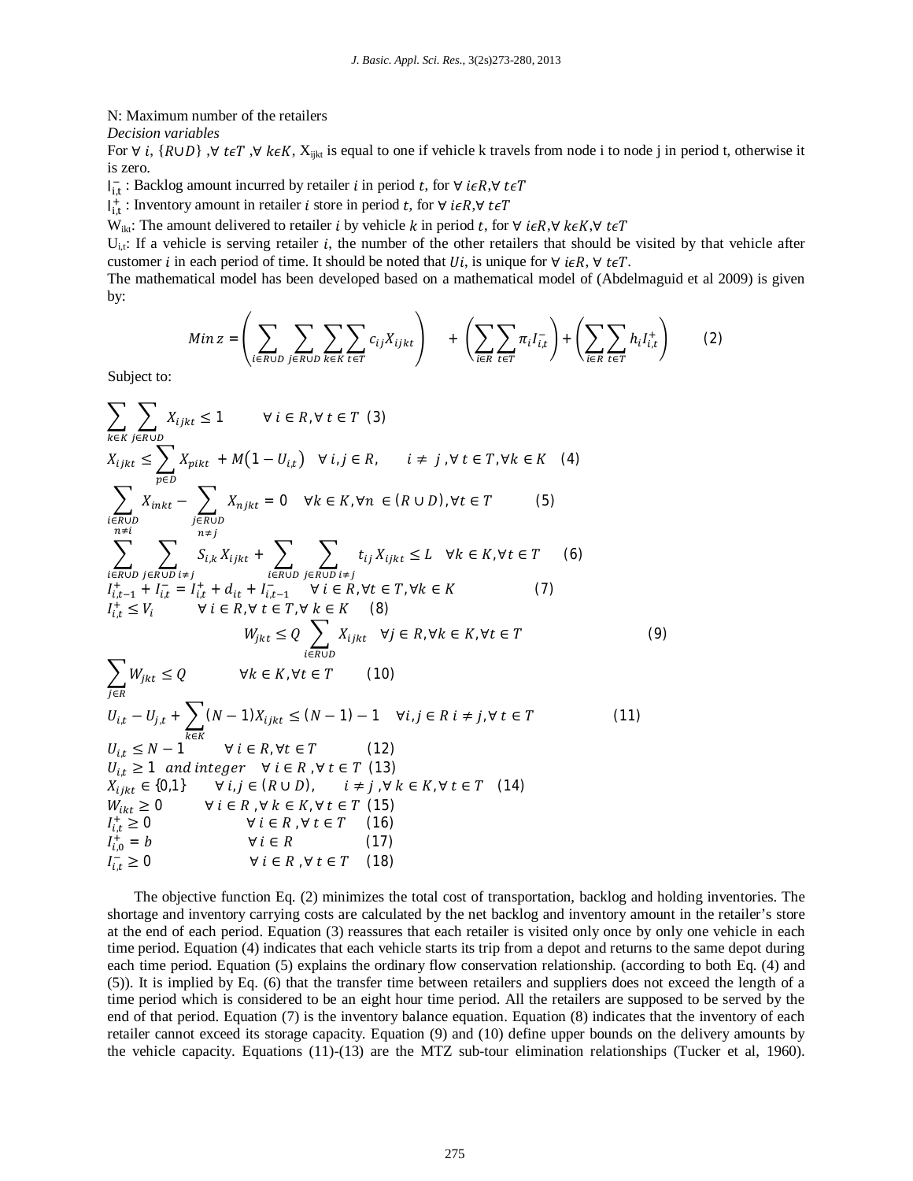N: Maximum number of the retailers

*Decision variables*

For $\forall\ i$, $\{R \cup D\}$ ,$\forall\ t\epsilon T$ ,$\forall\ k\epsilon K$, $X_{ijkt}$ is equal to one if vehicle k travels from node i to node j in period t, otherwise it is zero.

$I^{-}_{i,t}$ : Backlog amount incurred by retailer $i$ in period $t$, for $\forall\ i\epsilon R,\forall\ t\epsilon T$

$I^{+}_{i,t}$ : Inventory amount in retailer $i$ store in period $t$, for $\forall\ i\epsilon R,\forall\ t\epsilon T$

$W_{ikt}$: The amount delivered to retailer $i$ by vehicle $k$ in period $t$, for $\forall\ i\epsilon R,\forall\ k\epsilon K,\forall\ t\epsilon T$

$U_{i,t}$: If a vehicle is serving retailer $i$, the number of the other retailers that should be visited by that vehicle after customer $i$ in each period of time. It should be noted that $Ui$, is unique for $\forall\ i\epsilon R$, $\forall\ t\epsilon T$.

The mathematical model has been developed based on a mathematical model of (Abdelmaguid et al 2009) is given by:

$$Min\ z = \left(\sum_{i\in R\cup D}\sum_{j\in R\cup D}\sum_{k\in K}\sum_{t\in T} c_{ij}X_{ijkt}\right) + \left(\sum_{i\in R}\sum_{t\in T}\pi_i I^{-}_{i,t}\right) + \left(\sum_{i\in R}\sum_{t\in T} h_i I^{+}_{i,t}\right) \quad (2)$$

Subject to:

$$\sum_{k\in K}\sum_{j\in R\cup D} X_{ijkt} \le 1 \qquad \forall\ i\in R, \forall\ t\in T \quad (3)$$

$$X_{ijkt} \le \sum_{p\in D} X_{pikt} + M(1 - U_{i,t}) \quad \forall\ i,j\in R, \quad i\neq j, \forall\ t\in T, \forall k\in K \quad (4)$$

$$\sum_{\substack{i\in R\cup D\\ n\neq i}} X_{inkt} - \sum_{\substack{j\in R\cup D\\ n\neq j}} X_{njkt} = 0 \quad \forall k\in K, \forall n\ \in (R\cup D), \forall t\in T \quad (5)$$

$$\sum_{i\in R\cup D}\sum_{j\in R\cup D\ i\neq j} S_{i,k}X_{ijkt} + \sum_{i\in R\cup D}\sum_{j\in R\cup D\ i\neq j} t_{ij}X_{ijkt} \le L \quad \forall k\in K, \forall t\in T \quad (6)$$

$$I^{+}_{i,t-1} + I^{-}_{i,t} = I^{+}_{i,t} + d_{it} + I^{-}_{i,t-1} \quad \forall\ i\in R, \forall t\in T, \forall k\in K \quad (7)$$

$$I^{+}_{i,t} \le V_i \qquad \forall\ i\in R, \forall\ t\in T, \forall\ k\in K \quad (8)$$

$$W_{jkt} \le Q\sum_{i\in R\cup D} X_{ijkt} \quad \forall j\in R, \forall k\in K, \forall t\in T \quad (9)$$

$$\sum_{j\in R} W_{jkt} \le Q \qquad \forall k\in K, \forall t\in T \quad (10)$$

$$U_{i,t} - U_{j,t} + \sum_{k\in K}(N-1)X_{ijkt} \le (N-1) - 1 \quad \forall i,j\in R\ i\neq j, \forall\ t\in T \quad (11)$$

$$U_{i,t} \le N-1 \qquad \forall\ i\in R, \forall t\in T \quad (12)$$

$$U_{i,t} \ge 1\ \ and\ integer \quad \forall\ i\in R\ , \forall\ t\in T \quad (13)$$

$$X_{ijkt} \in \{0,1\} \qquad \forall\ i,j\in (R\cup D), \quad i\neq j\ , \forall\ k\in K, \forall\ t\in T \quad (14)$$

$$W_{ikt} \ge 0 \qquad \forall\ i\in R\ , \forall\ k\in K, \forall\ t\in T \quad (15)$$

$$I^{+}_{i,t} \ge 0 \qquad \forall\ i\in R\ , \forall\ t\in T \quad (16)$$

$$I^{+}_{i,0} = b \qquad \forall\ i\in R \quad (17)$$

$$I^{-}_{i,t} \ge 0 \qquad \forall\ i\in R\ , \forall\ t\in T \quad (18)$$

The objective function Eq. (2) minimizes the total cost of transportation, backlog and holding inventories. The shortage and inventory carrying costs are calculated by the net backlog and inventory amount in the retailer's store at the end of each period. Equation (3) reassures that each retailer is visited only once by only one vehicle in each time period. Equation (4) indicates that each vehicle starts its trip from a depot and returns to the same depot during each time period. Equation (5) explains the ordinary flow conservation relationship. (according to both Eq. (4) and (5)). It is implied by Eq. (6) that the transfer time between retailers and suppliers does not exceed the length of a time period which is considered to be an eight hour time period. All the retailers are supposed to be served by the end of that period. Equation (7) is the inventory balance equation. Equation (8) indicates that the inventory of each retailer cannot exceed its storage capacity. Equation (9) and (10) define upper bounds on the delivery amounts by the vehicle capacity. Equations (11)-(13) are the MTZ sub-tour elimination relationships (Tucker et al, 1960).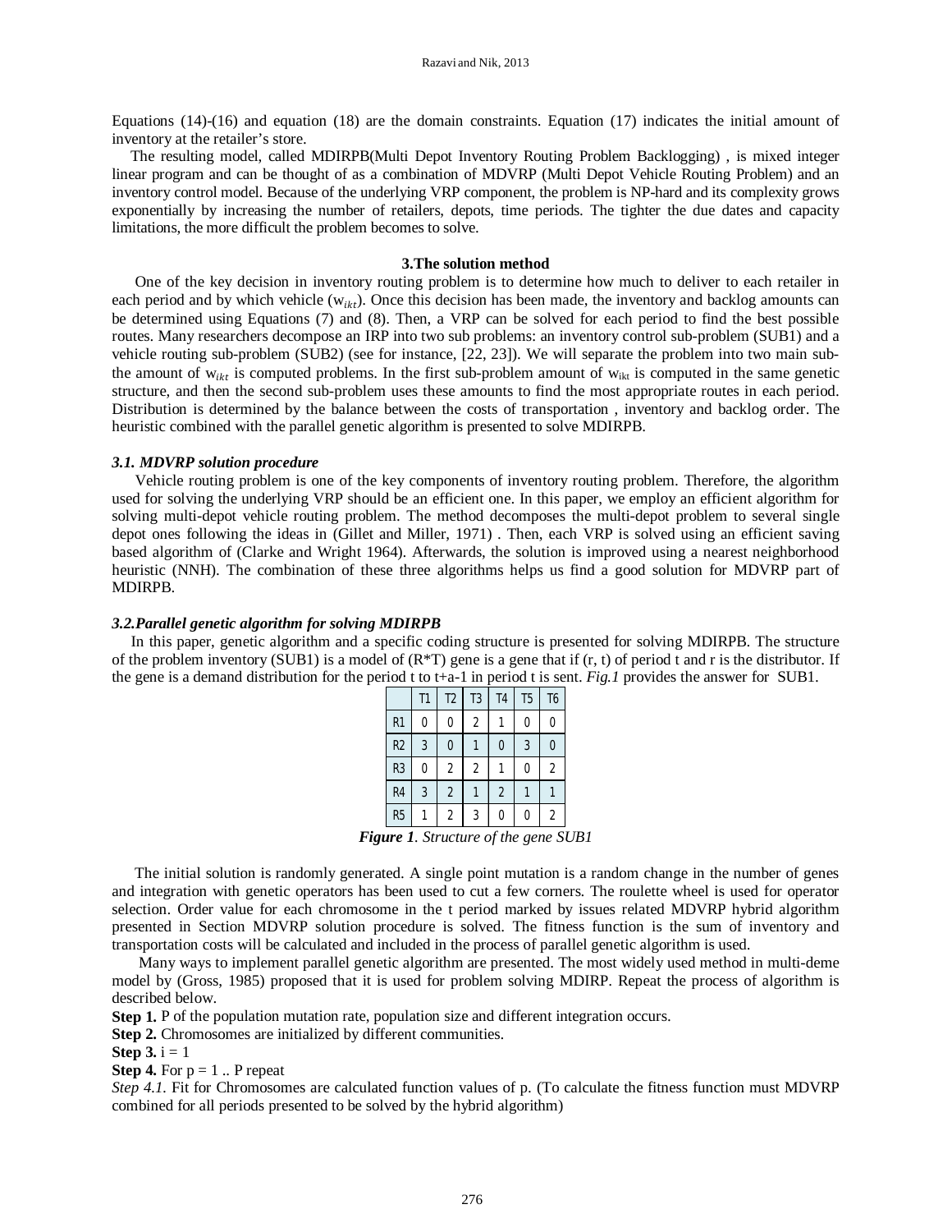Equations (14)-(16) and equation (18) are the domain constraints. Equation (17) indicates the initial amount of inventory at the retailer's store.

The resulting model, called MDIRPB(Multi Depot Inventory Routing Problem Backlogging) , is mixed integer linear program and can be thought of as a combination of MDVRP (Multi Depot Vehicle Routing Problem) and an inventory control model. Because of the underlying VRP component, the problem is NP-hard and its complexity grows exponentially by increasing the number of retailers, depots, time periods. The tighter the due dates and capacity limitations, the more difficult the problem becomes to solve.

## 3.The solution method

One of the key decision in inventory routing problem is to determine how much to deliver to each retailer in each period and by which vehicle ($w_{ikt}$). Once this decision has been made, the inventory and backlog amounts can be determined using Equations (7) and (8). Then, a VRP can be solved for each period to find the best possible routes. Many researchers decompose an IRP into two sub problems: an inventory control sub-problem (SUB1) and a vehicle routing sub-problem (SUB2) (see for instance, [22, 23]). We will separate the problem into two main sub-the amount of $w_{ikt}$ is computed problems. In the first sub-problem amount of $w_{ikt}$ is computed in the same genetic structure, and then the second sub-problem uses these amounts to find the most appropriate routes in each period. Distribution is determined by the balance between the costs of transportation , inventory and backlog order. The heuristic combined with the parallel genetic algorithm is presented to solve MDIRPB.

### *3.1. MDVRP solution procedure*

Vehicle routing problem is one of the key components of inventory routing problem. Therefore, the algorithm used for solving the underlying VRP should be an efficient one. In this paper, we employ an efficient algorithm for solving multi-depot vehicle routing problem. The method decomposes the multi-depot problem to several single depot ones following the ideas in (Gillet and Miller, 1971) . Then, each VRP is solved using an efficient saving based algorithm of (Clarke and Wright 1964). Afterwards, the solution is improved using a nearest neighborhood heuristic (NNH). The combination of these three algorithms helps us find a good solution for MDVRP part of MDIRPB.

### *3.2.Parallel genetic algorithm for solving MDIRPB*

In this paper, genetic algorithm and a specific coding structure is presented for solving MDIRPB. The structure of the problem inventory (SUB1) is a model of (R*T) gene is a gene that if (r, t) of period t and r is the distributor. If the gene is a demand distribution for the period t to t+a-1 in period t is sent. *Fig.1* provides the answer for SUB1.

| | T1 | T2 | T3 | T4 | T5 | T6 |
|---|---|---|---|---|---|---|
| R1 | 0 | 0 | 2 | 1 | 0 | 0 |
| R2 | 3 | 0 | 1 | 0 | 3 | 0 |
| R3 | 0 | 2 | 2 | 1 | 0 | 2 |
| R4 | 3 | 2 | 1 | 2 | 1 | 1 |
| R5 | 1 | 2 | 3 | 0 | 0 | 2 |

***Figure 1**. Structure of the gene SUB1*

The initial solution is randomly generated. A single point mutation is a random change in the number of genes and integration with genetic operators has been used to cut a few corners. The roulette wheel is used for operator selection. Order value for each chromosome in the t period marked by issues related MDVRP hybrid algorithm presented in Section MDVRP solution procedure is solved. The fitness function is the sum of inventory and transportation costs will be calculated and included in the process of parallel genetic algorithm is used.

Many ways to implement parallel genetic algorithm are presented. The most widely used method in multi-deme model by (Gross, 1985) proposed that it is used for problem solving MDIRP. Repeat the process of algorithm is described below.

**Step 1.** P of the population mutation rate, population size and different integration occurs.

**Step 2.** Chromosomes are initialized by different communities.

**Step 3.** i = 1

**Step 4.** For p = 1 .. P repeat

*Step 4.1.* Fit for Chromosomes are calculated function values of p. (To calculate the fitness function must MDVRP combined for all periods presented to be solved by the hybrid algorithm)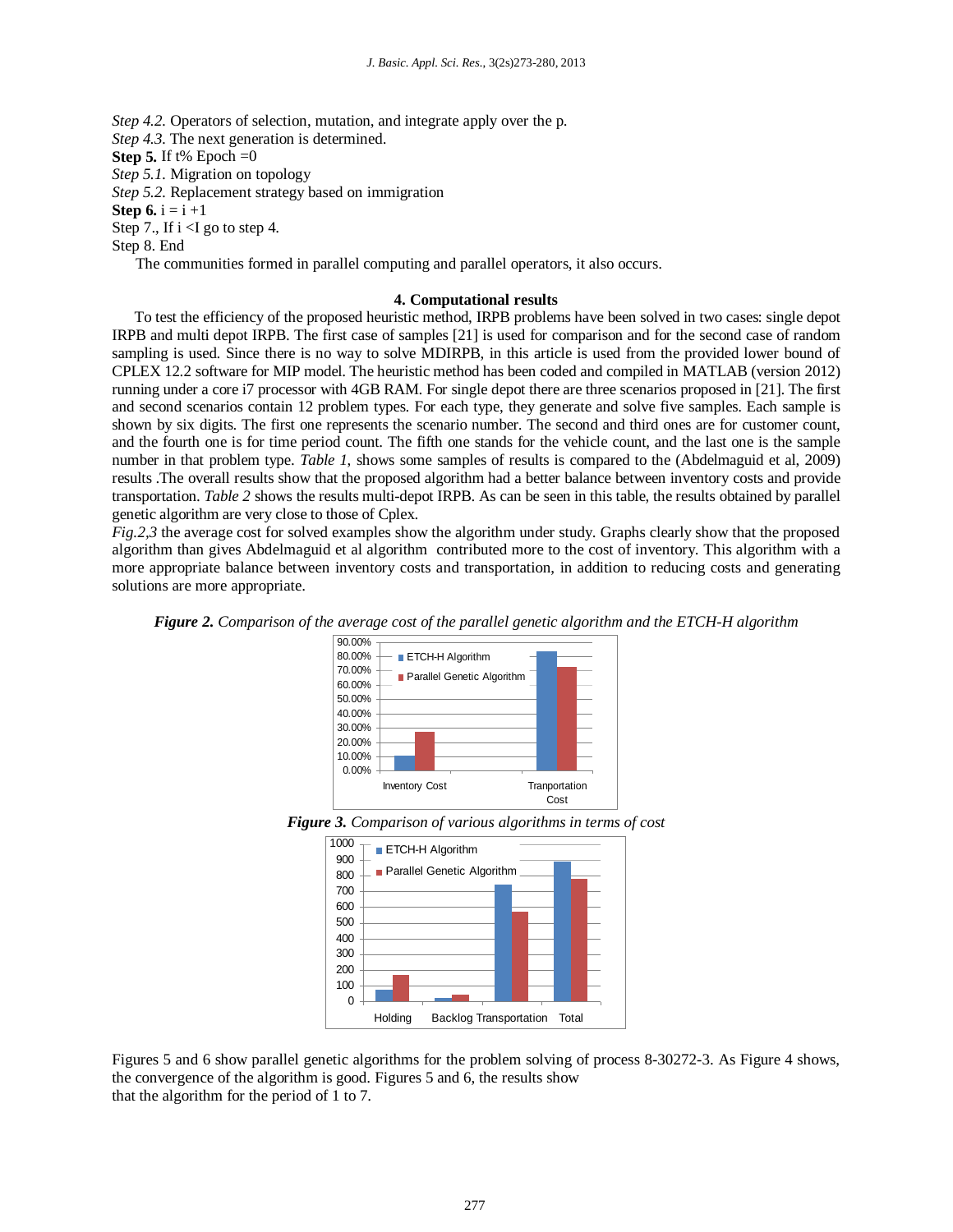*Step 4.2.* Operators of selection, mutation, and integrate apply over the p.
*Step 4.3.* The next generation is determined.
**Step 5.** If t% Epoch =0
*Step 5.1.* Migration on topology
*Step 5.2.* Replacement strategy based on immigration
**Step 6.** i = i +1
Step 7., If i <I go to step 4.
Step 8. End

The communities formed in parallel computing and parallel operators, it also occurs.

## 4. Computational results

To test the efficiency of the proposed heuristic method, IRPB problems have been solved in two cases: single depot IRPB and multi depot IRPB. The first case of samples [21] is used for comparison and for the second case of random sampling is used. Since there is no way to solve MDIRPB, in this article is used from the provided lower bound of CPLEX 12.2 software for MIP model. The heuristic method has been coded and compiled in MATLAB (version 2012) running under a core i7 processor with 4GB RAM. For single depot there are three scenarios proposed in [21]. The first and second scenarios contain 12 problem types. For each type, they generate and solve five samples. Each sample is shown by six digits. The first one represents the scenario number. The second and third ones are for customer count, and the fourth one is for time period count. The fifth one stands for the vehicle count, and the last one is the sample number in that problem type. *Table 1*, shows some samples of results is compared to the (Abdelmaguid et al, 2009) results .The overall results show that the proposed algorithm had a better balance between inventory costs and provide transportation. *Table 2* shows the results multi-depot IRPB. As can be seen in this table, the results obtained by parallel genetic algorithm are very close to those of Cplex.

*Fig.2,3* the average cost for solved examples show the algorithm under study. Graphs clearly show that the proposed algorithm than gives Abdelmaguid et al algorithm contributed more to the cost of inventory. This algorithm with a more appropriate balance between inventory costs and transportation, in addition to reducing costs and generating solutions are more appropriate.

***Figure 2.*** *Comparison of the average cost of the parallel genetic algorithm and the ETCH-H algorithm*

***Figure 3.*** *Comparison of various algorithms in terms of cost*

Figures 5 and 6 show parallel genetic algorithms for the problem solving of process 8-30272-3. As Figure 4 shows, the convergence of the algorithm is good. Figures 5 and 6, the results show
that the algorithm for the period of 1 to 7.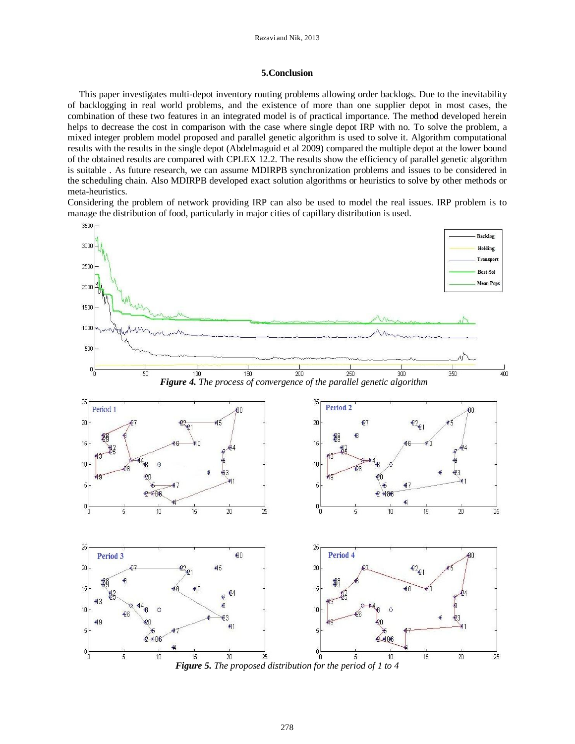## 5.Conclusion

This paper investigates multi-depot inventory routing problems allowing order backlogs. Due to the inevitability of backlogging in real world problems, and the existence of more than one supplier depot in most cases, the combination of these two features in an integrated model is of practical importance. The method developed herein helps to decrease the cost in comparison with the case where single depot IRP with no. To solve the problem, a mixed integer problem model proposed and parallel genetic algorithm is used to solve it. Algorithm computational results with the results in the single depot (Abdelmaguid et al 2009) compared the multiple depot at the lower bound of the obtained results are compared with CPLEX 12.2. The results show the efficiency of parallel genetic algorithm is suitable . As future research, we can assume MDIRPB synchronization problems and issues to be considered in the scheduling chain. Also MDIRPB developed exact solution algorithms or heuristics to solve by other methods or meta-heuristics.

Considering the problem of network providing IRP can also be used to model the real issues. IRP problem is to manage the distribution of food, particularly in major cities of capillary distribution is used.

***Figure 4.*** *The process of convergence of the parallel genetic algorithm*

***Figure 5.*** *The proposed distribution for the period of 1 to 4*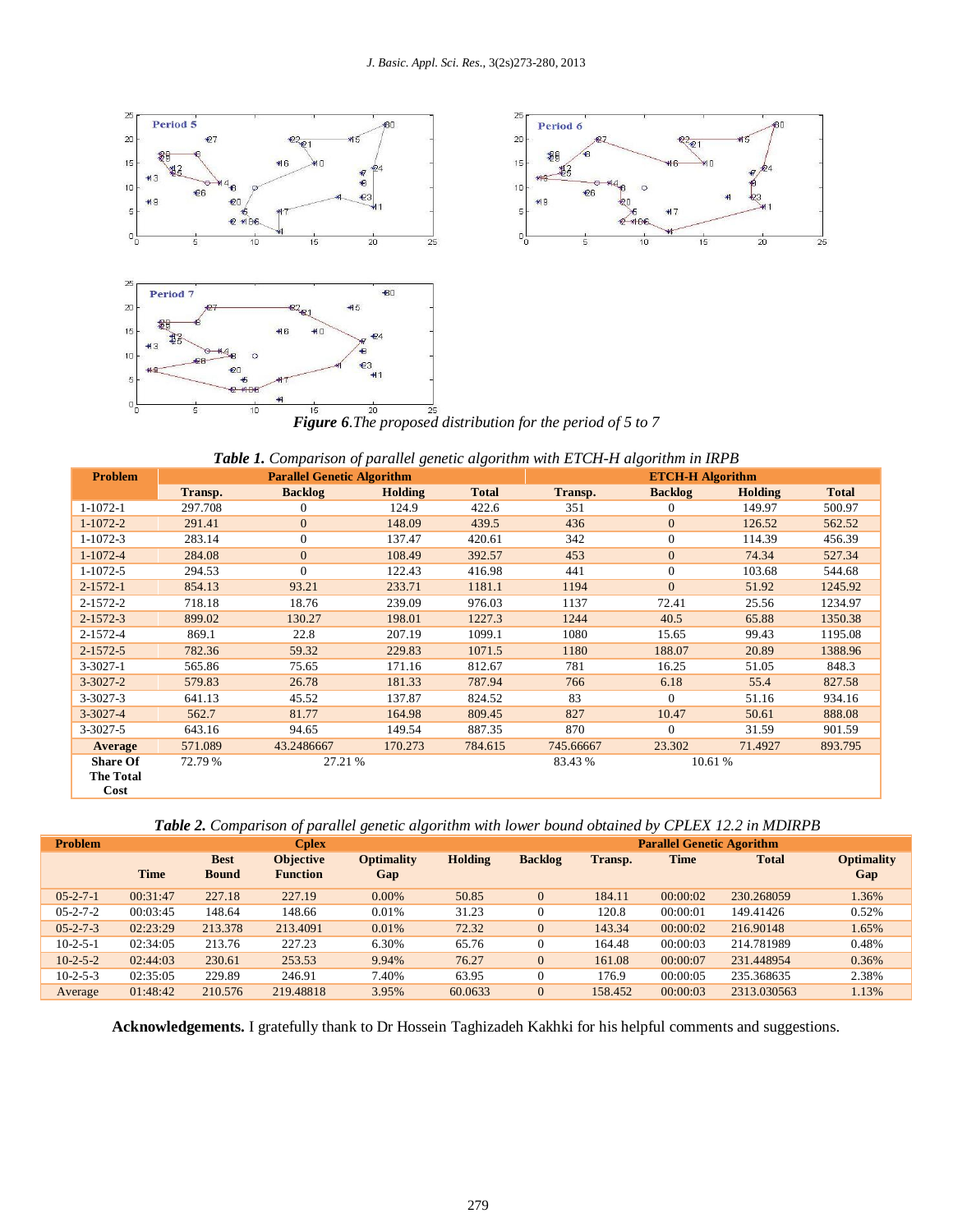*Figure 6.The proposed distribution for the period of 5 to 7*

***Table 1.*** *Comparison of parallel genetic algorithm with ETCH-H algorithm in IRPB*

| Problem | Parallel Genetic Algorithm | | | | ETCH-H Algorithm | | | |
|---|---|---|---|---|---|---|---|---|
| | Transp. | Backlog | Holding | Total | Transp. | Backlog | Holding | Total |
| 1-1072-1 | 297.708 | 0 | 124.9 | 422.6 | 351 | 0 | 149.97 | 500.97 |
| 1-1072-2 | 291.41 | 0 | 148.09 | 439.5 | 436 | 0 | 126.52 | 562.52 |
| 1-1072-3 | 283.14 | 0 | 137.47 | 420.61 | 342 | 0 | 114.39 | 456.39 |
| 1-1072-4 | 284.08 | 0 | 108.49 | 392.57 | 453 | 0 | 74.34 | 527.34 |
| 1-1072-5 | 294.53 | 0 | 122.43 | 416.98 | 441 | 0 | 103.68 | 544.68 |
| 2-1572-1 | 854.13 | 93.21 | 233.71 | 1181.1 | 1194 | 0 | 51.92 | 1245.92 |
| 2-1572-2 | 718.18 | 18.76 | 239.09 | 976.03 | 1137 | 72.41 | 25.56 | 1234.97 |
| 2-1572-3 | 899.02 | 130.27 | 198.01 | 1227.3 | 1244 | 40.5 | 65.88 | 1350.38 |
| 2-1572-4 | 869.1 | 22.8 | 207.19 | 1099.1 | 1080 | 15.65 | 99.43 | 1195.08 |
| 2-1572-5 | 782.36 | 59.32 | 229.83 | 1071.5 | 1180 | 188.07 | 20.89 | 1388.96 |
| 3-3027-1 | 565.86 | 75.65 | 171.16 | 812.67 | 781 | 16.25 | 51.05 | 848.3 |
| 3-3027-2 | 579.83 | 26.78 | 181.33 | 787.94 | 766 | 6.18 | 55.4 | 827.58 |
| 3-3027-3 | 641.13 | 45.52 | 137.87 | 824.52 | 83 | 0 | 51.16 | 934.16 |
| 3-3027-4 | 562.7 | 81.77 | 164.98 | 809.45 | 827 | 10.47 | 50.61 | 888.08 |
| 3-3027-5 | 643.16 | 94.65 | 149.54 | 887.35 | 870 | 0 | 31.59 | 901.59 |
| **Average** | 571.089 | 43.2486667 | 170.273 | 784.615 | 745.66667 | 23.302 | 71.4927 | 893.795 |
| **Share Of The Total Cost** | 72.79 % | 27.21 % | | | 83.43 % | 10.61 % | | |

***Table 2.*** *Comparison of parallel genetic algorithm with lower bound obtained by CPLEX 12.2 in MDIRPB*

| Problem | Cplex | | | | Parallel Genetic Agorithm | | | | | |
|---|---|---|---|---|---|---|---|---|---|---|
| | Time | Best Bound | Objective Function | Optimality Gap | Holding | Backlog | Transp. | Time | Total | Optimality Gap |
| 05-2-7-1 | 00:31:47 | 227.18 | 227.19 | 0.00% | 50.85 | 0 | 184.11 | 00:00:02 | 230.268059 | 1.36% |
| 05-2-7-2 | 00:03:45 | 148.64 | 148.66 | 0.01% | 31.23 | 0 | 120.8 | 00:00:01 | 149.41426 | 0.52% |
| 05-2-7-3 | 02:23:29 | 213.378 | 213.4091 | 0.01% | 72.32 | 0 | 143.34 | 00:00:02 | 216.90148 | 1.65% |
| 10-2-5-1 | 02:34:05 | 213.76 | 227.23 | 6.30% | 65.76 | 0 | 164.48 | 00:00:03 | 214.781989 | 0.48% |
| 10-2-5-2 | 02:44:03 | 230.61 | 253.53 | 9.94% | 76.27 | 0 | 161.08 | 00:00:07 | 231.448954 | 0.36% |
| 10-2-5-3 | 02:35:05 | 229.89 | 246.91 | 7.40% | 63.95 | 0 | 176.9 | 00:00:05 | 235.368635 | 2.38% |
| Average | 01:48:42 | 210.576 | 219.48818 | 3.95% | 60.0633 | 0 | 158.452 | 00:00:03 | 2313.030563 | 1.13% |

**Acknowledgements.** I gratefully thank to Dr Hossein Taghizadeh Kakhki for his helpful comments and suggestions.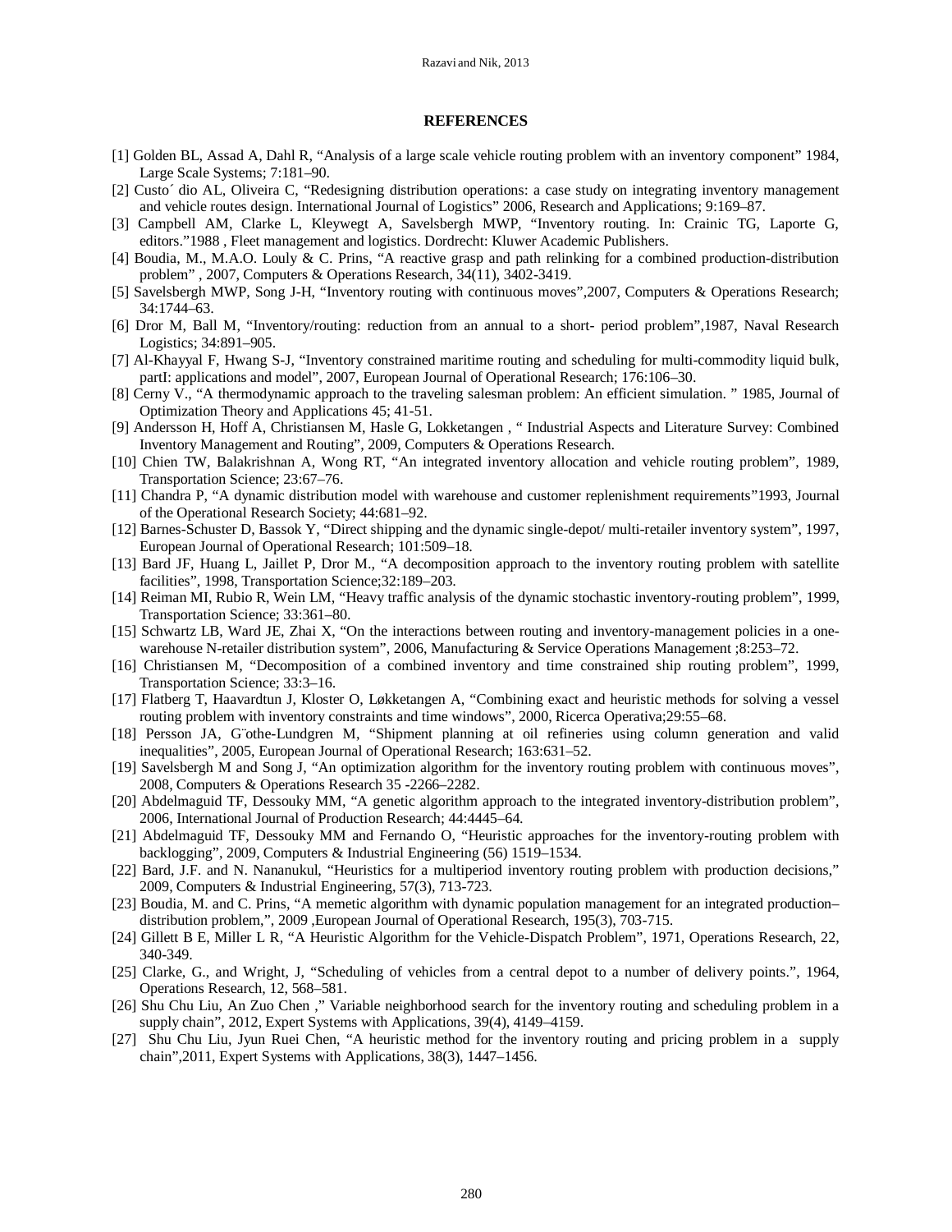## REFERENCES

[1] Golden BL, Assad A, Dahl R, "Analysis of a large scale vehicle routing problem with an inventory component" 1984, Large Scale Systems; 7:181–90.

[2] Custo´ dio AL, Oliveira C, "Redesigning distribution operations: a case study on integrating inventory management and vehicle routes design. International Journal of Logistics" 2006, Research and Applications; 9:169–87.

[3] Campbell AM, Clarke L, Kleywegt A, Savelsbergh MWP, "Inventory routing. In: Crainic TG, Laporte G, editors."1988 , Fleet management and logistics. Dordrecht: Kluwer Academic Publishers.

[4] Boudia, M., M.A.O. Louly & C. Prins, "A reactive grasp and path relinking for a combined production-distribution problem" , 2007, Computers & Operations Research, 34(11), 3402-3419.

[5] Savelsbergh MWP, Song J-H, "Inventory routing with continuous moves",2007, Computers & Operations Research; 34:1744–63.

[6] Dror M, Ball M, "Inventory/routing: reduction from an annual to a short- period problem",1987, Naval Research Logistics; 34:891–905.

[7] Al-Khayyal F, Hwang S-J, "Inventory constrained maritime routing and scheduling for multi-commodity liquid bulk, partI: applications and model", 2007, European Journal of Operational Research; 176:106–30.

[8] Cerny V., "A thermodynamic approach to the traveling salesman problem: An efficient simulation. " 1985, Journal of Optimization Theory and Applications 45; 41-51.

[9] Andersson H, Hoff A, Christiansen M, Hasle G, Lokketangen , " Industrial Aspects and Literature Survey: Combined Inventory Management and Routing", 2009, Computers & Operations Research.

[10] Chien TW, Balakrishnan A, Wong RT, "An integrated inventory allocation and vehicle routing problem", 1989, Transportation Science; 23:67–76.

[11] Chandra P, "A dynamic distribution model with warehouse and customer replenishment requirements"1993, Journal of the Operational Research Society; 44:681–92.

[12] Barnes-Schuster D, Bassok Y, "Direct shipping and the dynamic single-depot/ multi-retailer inventory system", 1997, European Journal of Operational Research; 101:509–18.

[13] Bard JF, Huang L, Jaillet P, Dror M., "A decomposition approach to the inventory routing problem with satellite facilities", 1998, Transportation Science;32:189–203.

[14] Reiman MI, Rubio R, Wein LM, "Heavy traffic analysis of the dynamic stochastic inventory-routing problem", 1999, Transportation Science; 33:361–80.

[15] Schwartz LB, Ward JE, Zhai X, "On the interactions between routing and inventory-management policies in a one-warehouse N-retailer distribution system", 2006, Manufacturing & Service Operations Management ;8:253–72.

[16] Christiansen M, "Decomposition of a combined inventory and time constrained ship routing problem", 1999, Transportation Science; 33:3–16.

[17] Flatberg T, Haavardtun J, Kloster O, Løkketangen A, "Combining exact and heuristic methods for solving a vessel routing problem with inventory constraints and time windows", 2000, Ricerca Operativa;29:55–68.

[18] Persson JA, G¨othe-Lundgren M, "Shipment planning at oil refineries using column generation and valid inequalities", 2005, European Journal of Operational Research; 163:631–52.

[19] Savelsbergh M and Song J, "An optimization algorithm for the inventory routing problem with continuous moves", 2008, Computers & Operations Research 35 -2266–2282.

[20] Abdelmaguid TF, Dessouky MM, "A genetic algorithm approach to the integrated inventory-distribution problem", 2006, International Journal of Production Research; 44:4445–64.

[21] Abdelmaguid TF, Dessouky MM and Fernando O, "Heuristic approaches for the inventory-routing problem with backlogging", 2009, Computers & Industrial Engineering (56) 1519–1534.

[22] Bard, J.F. and N. Nananukul, "Heuristics for a multiperiod inventory routing problem with production decisions," 2009, Computers & Industrial Engineering, 57(3), 713-723.

[23] Boudia, M. and C. Prins, "A memetic algorithm with dynamic population management for an integrated production–distribution problem,", 2009 ,European Journal of Operational Research, 195(3), 703-715.

[24] Gillett B E, Miller L R, "A Heuristic Algorithm for the Vehicle-Dispatch Problem", 1971, Operations Research, 22, 340-349.

[25] Clarke, G., and Wright, J, "Scheduling of vehicles from a central depot to a number of delivery points.", 1964, Operations Research, 12, 568–581.

[26] Shu Chu Liu, An Zuo Chen ," Variable neighborhood search for the inventory routing and scheduling problem in a supply chain", 2012, Expert Systems with Applications, 39(4), 4149–4159.

[27] Shu Chu Liu, Jyun Ruei Chen, "A heuristic method for the inventory routing and pricing problem in a supply chain",2011, Expert Systems with Applications, 38(3), 1447–1456.